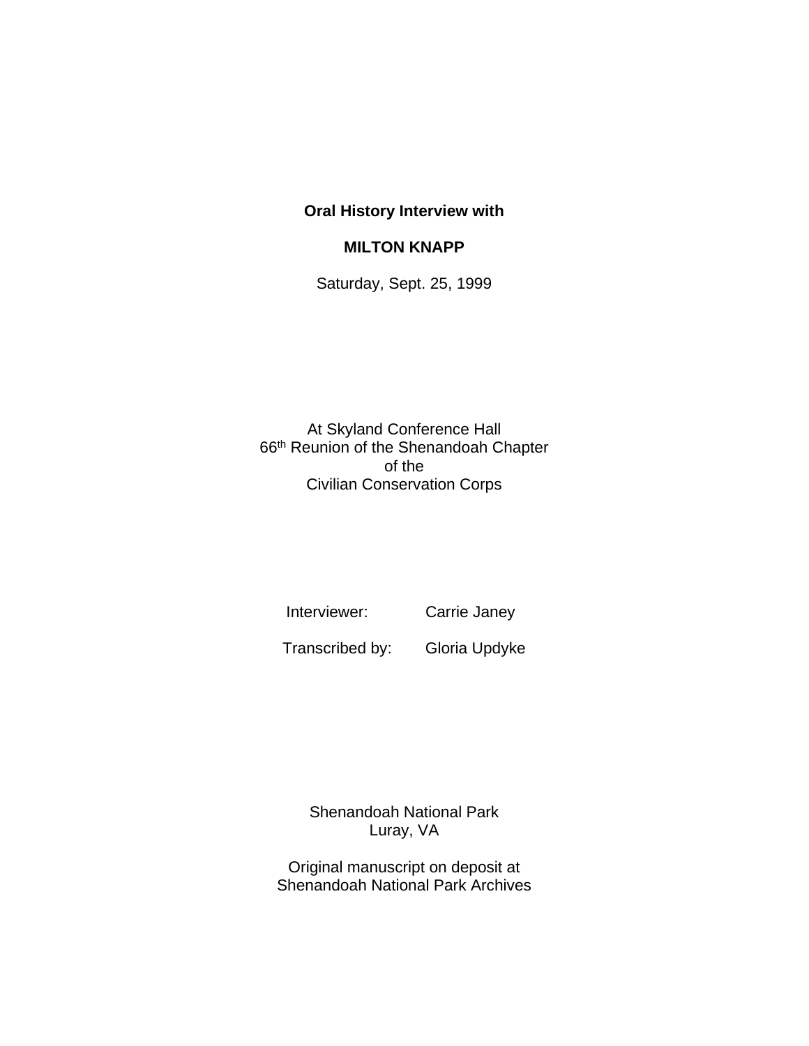**Oral History Interview with**

**MILTON KNAPP**

Saturday, Sept. 25, 1999

At Skyland Conference Hall
66th Reunion of the Shenandoah Chapter
of the
Civilian Conservation Corps

Interviewer: Carrie Janey

Transcribed by: Gloria Updyke

Shenandoah National Park
Luray, VA

Original manuscript on deposit at
Shenandoah National Park Archives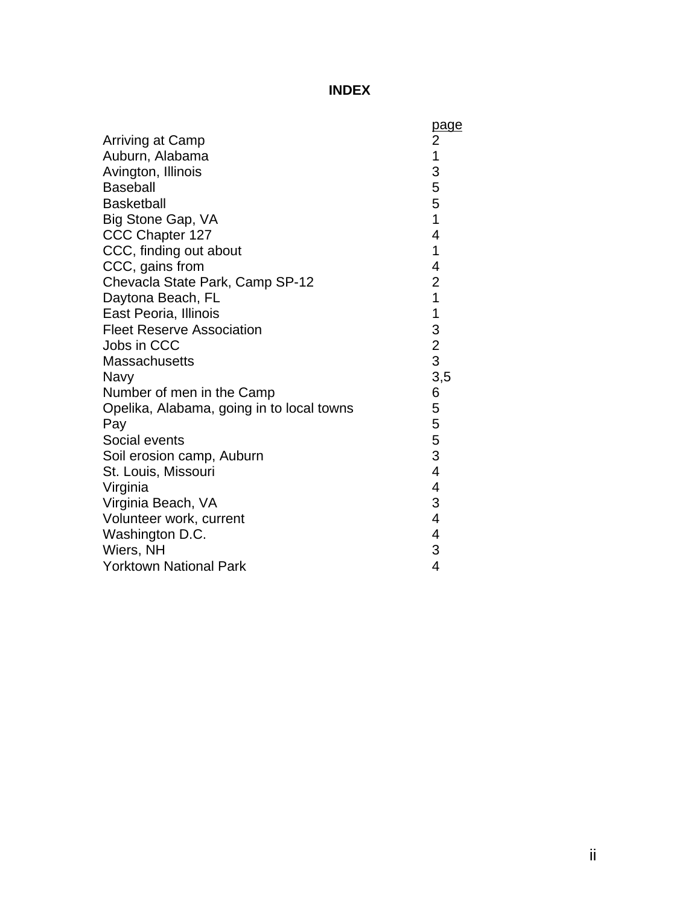# INDEX

| | page |
|---|---|
| Arriving at Camp | 2 |
| Auburn, Alabama | 1 |
| Avington, Illinois | 3 |
| Baseball | 5 |
| Basketball | 5 |
| Big Stone Gap, VA | 1 |
| CCC Chapter 127 | 4 |
| CCC, finding out about | 1 |
| CCC, gains from | 4 |
| Chevacla State Park, Camp SP-12 | 2 |
| Daytona Beach, FL | 1 |
| East Peoria, Illinois | 1 |
| Fleet Reserve Association | 3 |
| Jobs in CCC | 2 |
| Massachusetts | 3 |
| Navy | 3,5 |
| Number of men in the Camp | 6 |
| Opelika, Alabama, going in to local towns | 5 |
| Pay | 5 |
| Social events | 5 |
| Soil erosion camp, Auburn | 3 |
| St. Louis, Missouri | 4 |
| Virginia | 4 |
| Virginia Beach, VA | 3 |
| Volunteer work, current | 4 |
| Washington D.C. | 4 |
| Wiers, NH | 3 |
| Yorktown National Park | 4 |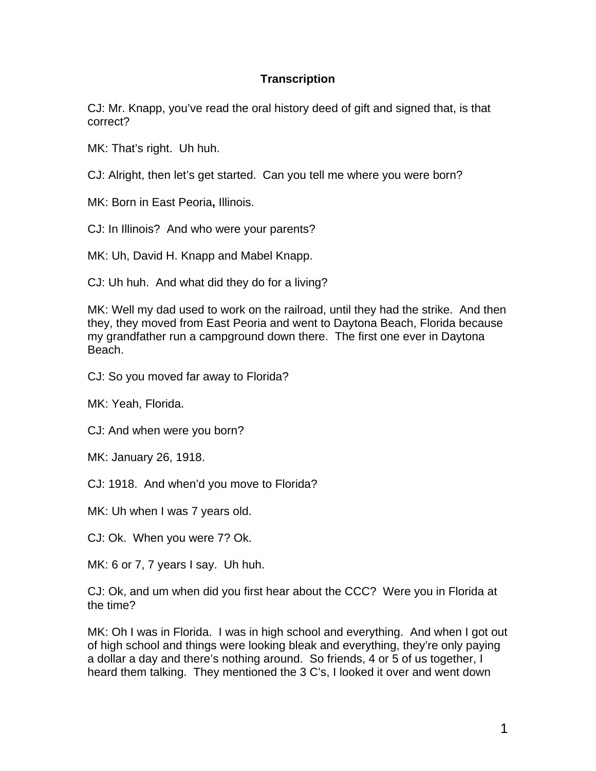**Transcription**

CJ: Mr. Knapp, you've read the oral history deed of gift and signed that, is that correct?

MK: That's right. Uh huh.

CJ: Alright, then let's get started. Can you tell me where you were born?

MK: Born in East Peoria**,** Illinois.

CJ: In Illinois? And who were your parents?

MK: Uh, David H. Knapp and Mabel Knapp.

CJ: Uh huh. And what did they do for a living?

MK: Well my dad used to work on the railroad, until they had the strike. And then they, they moved from East Peoria and went to Daytona Beach, Florida because my grandfather run a campground down there. The first one ever in Daytona Beach.

CJ: So you moved far away to Florida?

MK: Yeah, Florida.

CJ: And when were you born?

MK: January 26, 1918.

CJ: 1918. And when'd you move to Florida?

MK: Uh when I was 7 years old.

CJ: Ok. When you were 7? Ok.

MK: 6 or 7, 7 years I say. Uh huh.

CJ: Ok, and um when did you first hear about the CCC? Were you in Florida at the time?

MK: Oh I was in Florida. I was in high school and everything. And when I got out of high school and things were looking bleak and everything, they're only paying a dollar a day and there's nothing around. So friends, 4 or 5 of us together, I heard them talking. They mentioned the 3 C's, I looked it over and went down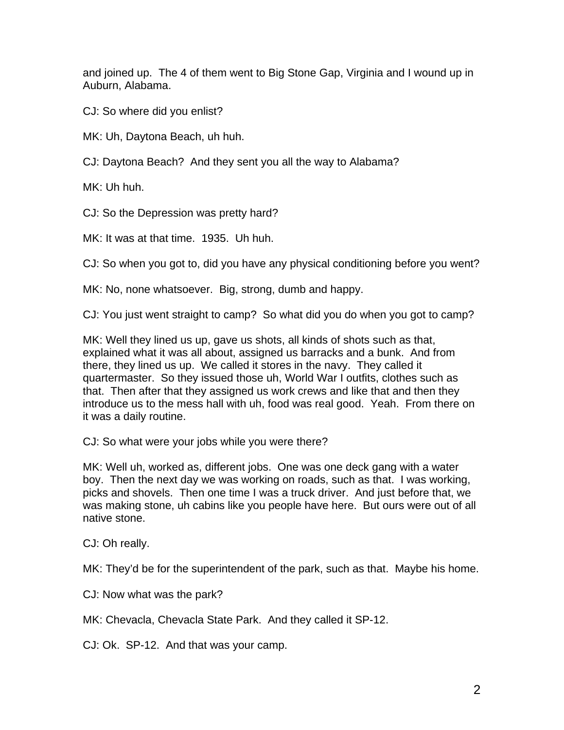and joined up. The 4 of them went to Big Stone Gap, Virginia and I wound up in Auburn, Alabama.

CJ: So where did you enlist?

MK: Uh, Daytona Beach, uh huh.

CJ: Daytona Beach? And they sent you all the way to Alabama?

MK: Uh huh.

CJ: So the Depression was pretty hard?

MK: It was at that time. 1935. Uh huh.

CJ: So when you got to, did you have any physical conditioning before you went?

MK: No, none whatsoever. Big, strong, dumb and happy.

CJ: You just went straight to camp? So what did you do when you got to camp?

MK: Well they lined us up, gave us shots, all kinds of shots such as that, explained what it was all about, assigned us barracks and a bunk. And from there, they lined us up. We called it stores in the navy. They called it quartermaster. So they issued those uh, World War I outfits, clothes such as that. Then after that they assigned us work crews and like that and then they introduce us to the mess hall with uh, food was real good. Yeah. From there on it was a daily routine.

CJ: So what were your jobs while you were there?

MK: Well uh, worked as, different jobs. One was one deck gang with a water boy. Then the next day we was working on roads, such as that. I was working, picks and shovels. Then one time I was a truck driver. And just before that, we was making stone, uh cabins like you people have here. But ours were out of all native stone.

CJ: Oh really.

MK: They'd be for the superintendent of the park, such as that. Maybe his home.

CJ: Now what was the park?

MK: Chevacla, Chevacla State Park. And they called it SP-12.

CJ: Ok. SP-12. And that was your camp.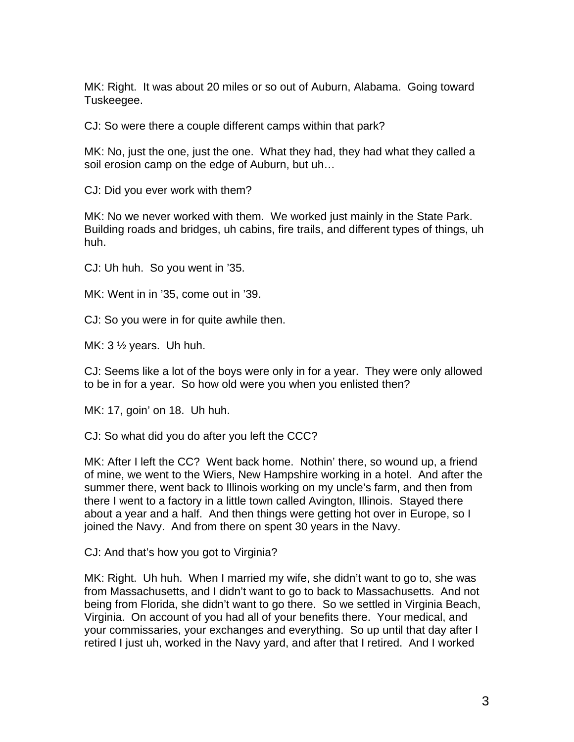MK: Right. It was about 20 miles or so out of Auburn, Alabama. Going toward Tuskeegee.

CJ: So were there a couple different camps within that park?

MK: No, just the one, just the one. What they had, they had what they called a soil erosion camp on the edge of Auburn, but uh…

CJ: Did you ever work with them?

MK: No we never worked with them. We worked just mainly in the State Park. Building roads and bridges, uh cabins, fire trails, and different types of things, uh huh.

CJ: Uh huh. So you went in '35.

MK: Went in in '35, come out in '39.

CJ: So you were in for quite awhile then.

MK: 3 ½ years. Uh huh.

CJ: Seems like a lot of the boys were only in for a year. They were only allowed to be in for a year. So how old were you when you enlisted then?

MK: 17, goin' on 18. Uh huh.

CJ: So what did you do after you left the CCC?

MK: After I left the CC? Went back home. Nothin' there, so wound up, a friend of mine, we went to the Wiers, New Hampshire working in a hotel. And after the summer there, went back to Illinois working on my uncle's farm, and then from there I went to a factory in a little town called Avington, Illinois. Stayed there about a year and a half. And then things were getting hot over in Europe, so I joined the Navy. And from there on spent 30 years in the Navy.

CJ: And that's how you got to Virginia?

MK: Right. Uh huh. When I married my wife, she didn't want to go to, she was from Massachusetts, and I didn't want to go to back to Massachusetts. And not being from Florida, she didn't want to go there. So we settled in Virginia Beach, Virginia. On account of you had all of your benefits there. Your medical, and your commissaries, your exchanges and everything. So up until that day after I retired I just uh, worked in the Navy yard, and after that I retired. And I worked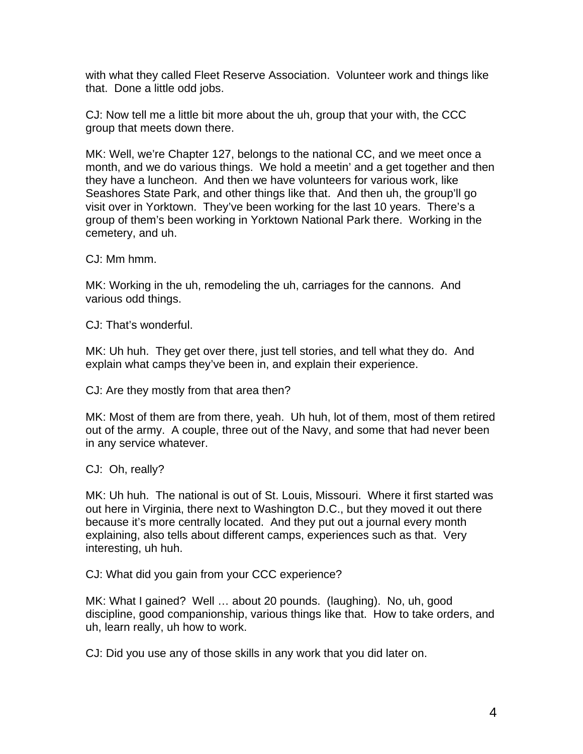with what they called Fleet Reserve Association. Volunteer work and things like that. Done a little odd jobs.

CJ: Now tell me a little bit more about the uh, group that your with, the CCC group that meets down there.

MK: Well, we're Chapter 127, belongs to the national CC, and we meet once a month, and we do various things. We hold a meetin' and a get together and then they have a luncheon. And then we have volunteers for various work, like Seashores State Park, and other things like that. And then uh, the group'll go visit over in Yorktown. They've been working for the last 10 years. There's a group of them's been working in Yorktown National Park there. Working in the cemetery, and uh.

CJ: Mm hmm.

MK: Working in the uh, remodeling the uh, carriages for the cannons. And various odd things.

CJ: That's wonderful.

MK: Uh huh. They get over there, just tell stories, and tell what they do. And explain what camps they've been in, and explain their experience.

CJ: Are they mostly from that area then?

MK: Most of them are from there, yeah. Uh huh, lot of them, most of them retired out of the army. A couple, three out of the Navy, and some that had never been in any service whatever.

CJ: Oh, really?

MK: Uh huh. The national is out of St. Louis, Missouri. Where it first started was out here in Virginia, there next to Washington D.C., but they moved it out there because it's more centrally located. And they put out a journal every month explaining, also tells about different camps, experiences such as that. Very interesting, uh huh.

CJ: What did you gain from your CCC experience?

MK: What I gained? Well … about 20 pounds. (laughing). No, uh, good discipline, good companionship, various things like that. How to take orders, and uh, learn really, uh how to work.

CJ: Did you use any of those skills in any work that you did later on.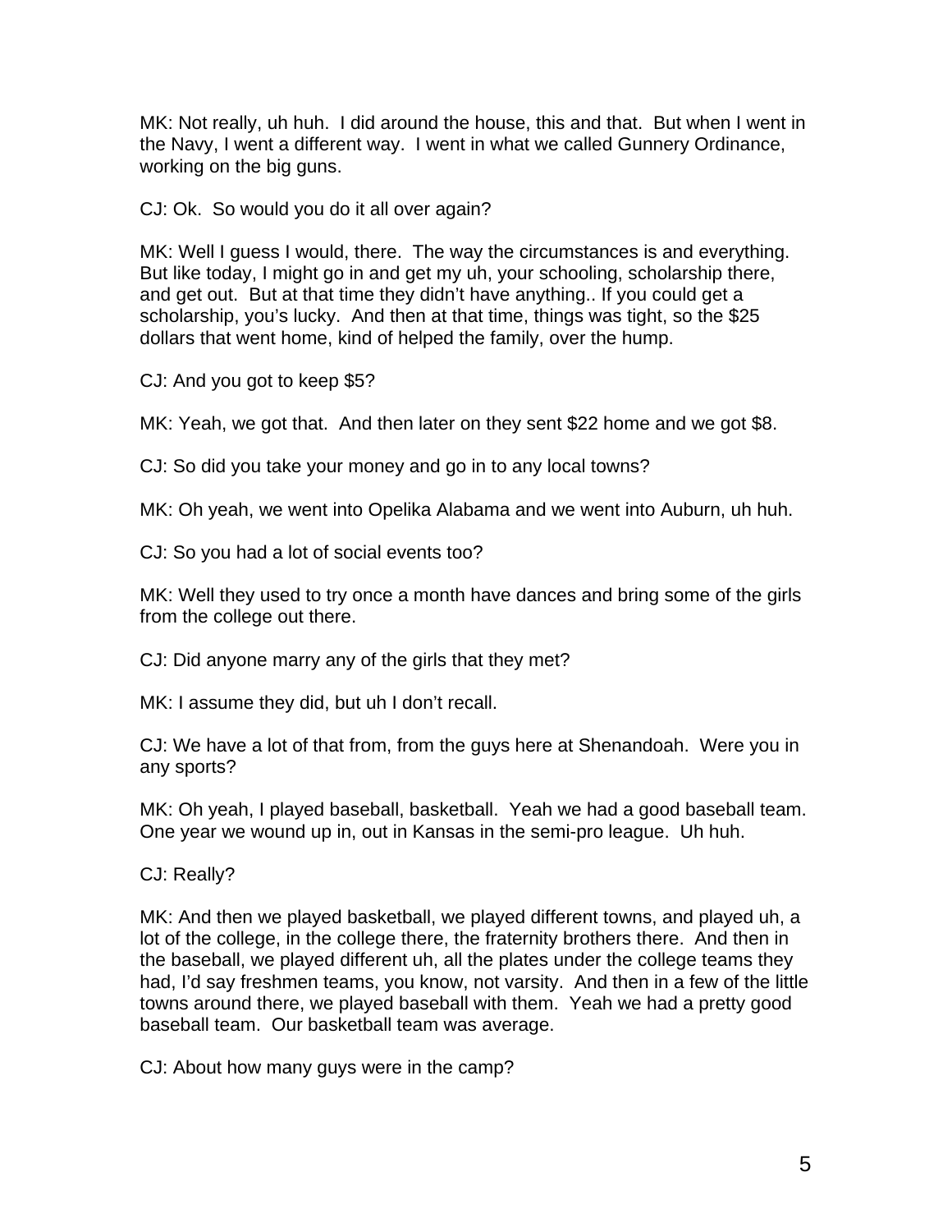MK: Not really, uh huh. I did around the house, this and that. But when I went in the Navy, I went a different way. I went in what we called Gunnery Ordinance, working on the big guns.

CJ: Ok. So would you do it all over again?

MK: Well I guess I would, there. The way the circumstances is and everything. But like today, I might go in and get my uh, your schooling, scholarship there, and get out. But at that time they didn't have anything.. If you could get a scholarship, you's lucky. And then at that time, things was tight, so the $25 dollars that went home, kind of helped the family, over the hump.

CJ: And you got to keep $5?

MK: Yeah, we got that. And then later on they sent $22 home and we got $8.

CJ: So did you take your money and go in to any local towns?

MK: Oh yeah, we went into Opelika Alabama and we went into Auburn, uh huh.

CJ: So you had a lot of social events too?

MK: Well they used to try once a month have dances and bring some of the girls from the college out there.

CJ: Did anyone marry any of the girls that they met?

MK: I assume they did, but uh I don't recall.

CJ: We have a lot of that from, from the guys here at Shenandoah. Were you in any sports?

MK: Oh yeah, I played baseball, basketball. Yeah we had a good baseball team. One year we wound up in, out in Kansas in the semi-pro league. Uh huh.

CJ: Really?

MK: And then we played basketball, we played different towns, and played uh, a lot of the college, in the college there, the fraternity brothers there. And then in the baseball, we played different uh, all the plates under the college teams they had, I'd say freshmen teams, you know, not varsity. And then in a few of the little towns around there, we played baseball with them. Yeah we had a pretty good baseball team. Our basketball team was average.

CJ: About how many guys were in the camp?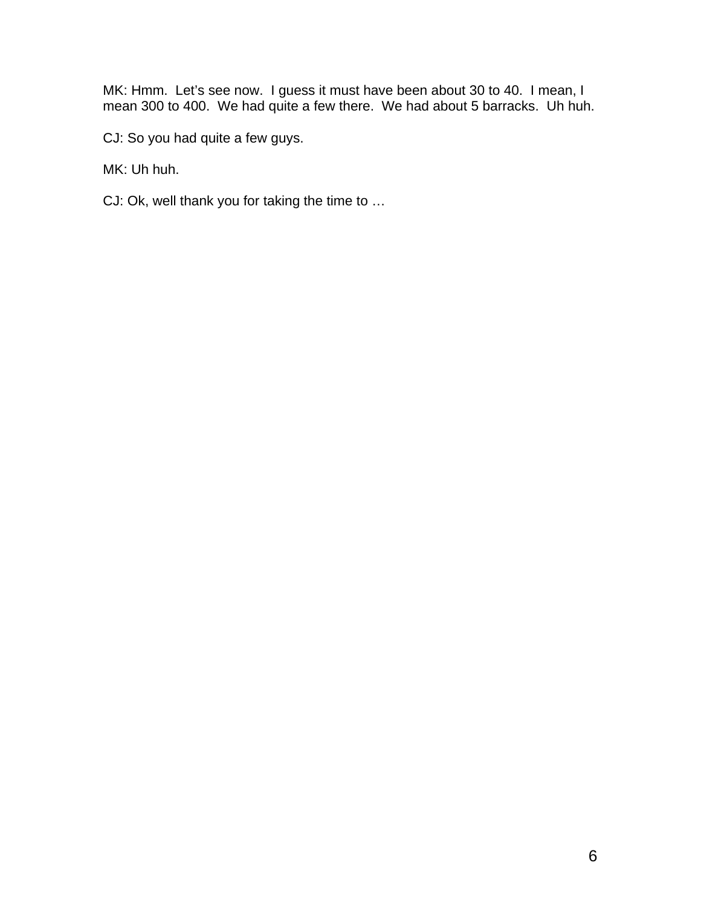MK: Hmm. Let's see now. I guess it must have been about 30 to 40. I mean, I mean 300 to 400. We had quite a few there. We had about 5 barracks. Uh huh.

CJ: So you had quite a few guys.

MK: Uh huh.

CJ: Ok, well thank you for taking the time to …